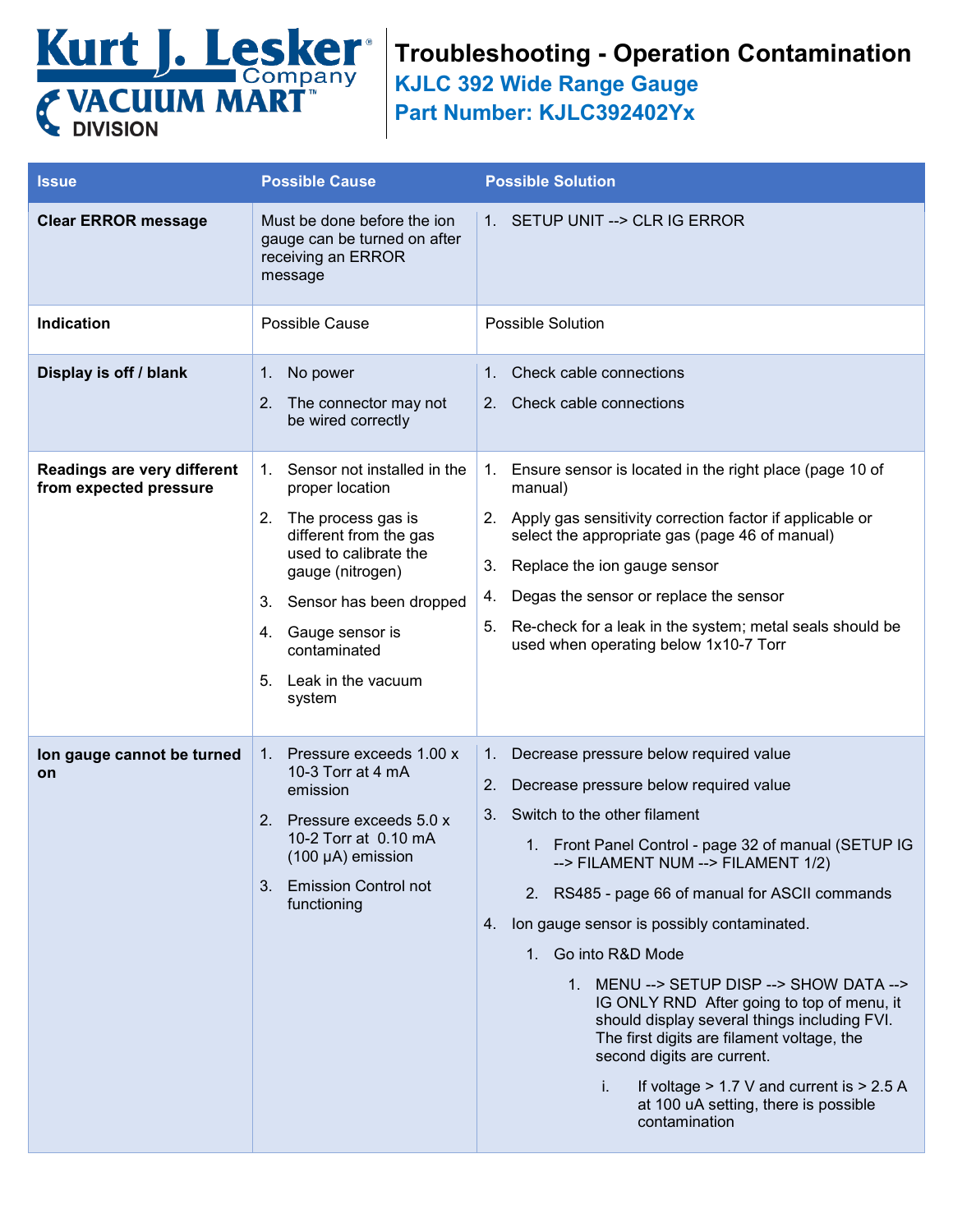# Troubleshooting - Operation Contamination

## KJLC 392 Wide Range Gauge

## Part Number: KJLC392402Yx

| Issue | Possible Cause | Possible Solution |
|---|---|---|
| **Clear ERROR message** | Must be done before the ion gauge can be turned on after receiving an ERROR message | 1. SETUP UNIT --> CLR IG ERROR |
| **Indication** | Possible Cause | Possible Solution |
| **Display is off / blank** | 1. No power<br>2. The connector may not be wired correctly | 1. Check cable connections<br>2. Check cable connections |
| **Readings are very different from expected pressure** | 1. Sensor not installed in the proper location<br>2. The process gas is different from the gas used to calibrate the gauge (nitrogen)<br>3. Sensor has been dropped<br>4. Gauge sensor is contaminated<br>5. Leak in the vacuum system | 1. Ensure sensor is located in the right place (page 10 of manual)<br>2. Apply gas sensitivity correction factor if applicable or select the appropriate gas (page 46 of manual)<br>3. Replace the ion gauge sensor<br>4. Degas the sensor or replace the sensor<br>5. Re-check for a leak in the system; metal seals should be used when operating below 1x10-7 Torr |
| **Ion gauge cannot be turned on** | 1. Pressure exceeds 1.00 x 10-3 Torr at 4 mA emission<br>2. Pressure exceeds 5.0 x 10-2 Torr at 0.10 mA (100 µA) emission<br>3. Emission Control not functioning | 1. Decrease pressure below required value<br>2. Decrease pressure below required value<br>3. Switch to the other filament<br>&nbsp;&nbsp;&nbsp;&nbsp;1. Front Panel Control - page 32 of manual (SETUP IG --> FILAMENT NUM --> FILAMENT 1/2)<br>&nbsp;&nbsp;&nbsp;&nbsp;2. RS485 - page 66 of manual for ASCII commands<br>4. Ion gauge sensor is possibly contaminated.<br>&nbsp;&nbsp;&nbsp;&nbsp;1. Go into R&D Mode<br>&nbsp;&nbsp;&nbsp;&nbsp;&nbsp;&nbsp;&nbsp;&nbsp;1. MENU --> SETUP DISP --> SHOW DATA --> IG ONLY RND After going to top of menu, it should display several things including FVI. The first digits are filament voltage, the second digits are current.<br>&nbsp;&nbsp;&nbsp;&nbsp;&nbsp;&nbsp;&nbsp;&nbsp;&nbsp;&nbsp;&nbsp;&nbsp;i. If voltage > 1.7 V and current is > 2.5 A at 100 uA setting, there is possible contamination |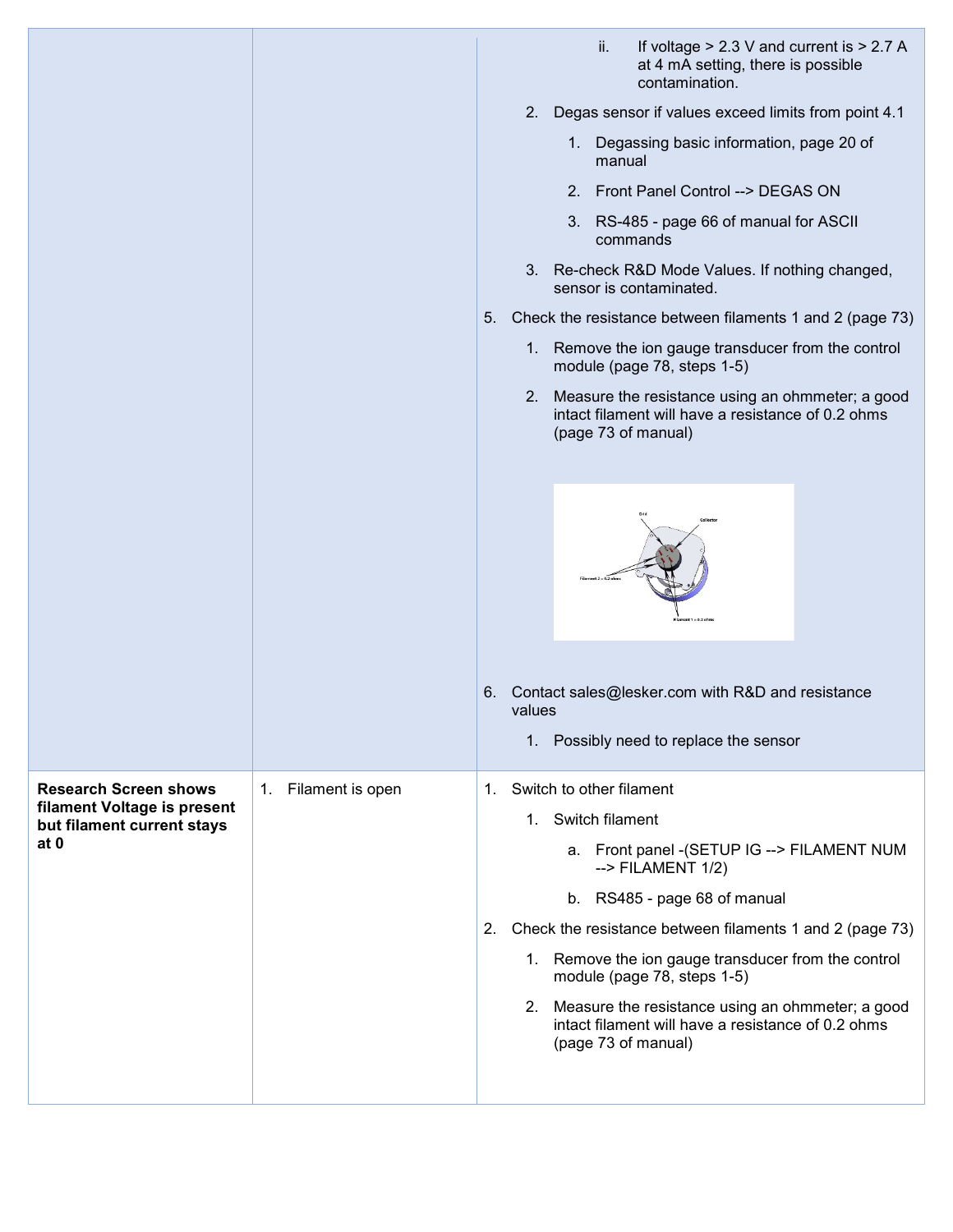| | | |
|---|---|---|
| | | ii. If voltage > 2.3 V and current is > 2.7 A at 4 mA setting, there is possible contamination.<br>2. Degas sensor if values exceed limits from point 4.1<br>&nbsp;&nbsp;&nbsp;&nbsp;1. Degassing basic information, page 20 of manual<br>&nbsp;&nbsp;&nbsp;&nbsp;2. Front Panel Control --> DEGAS ON<br>&nbsp;&nbsp;&nbsp;&nbsp;3. RS-485 - page 66 of manual for ASCII commands<br>3. Re-check R&D Mode Values. If nothing changed, sensor is contaminated.<br>5. Check the resistance between filaments 1 and 2 (page 73)<br>&nbsp;&nbsp;&nbsp;&nbsp;1. Remove the ion gauge transducer from the control module (page 78, steps 1-5)<br>&nbsp;&nbsp;&nbsp;&nbsp;2. Measure the resistance using an ohmmeter; a good intact filament will have a resistance of 0.2 ohms (page 73 of manual)<br>6. Contact sales@lesker.com with R&D and resistance values<br>&nbsp;&nbsp;&nbsp;&nbsp;1. Possibly need to replace the sensor |
| **Research Screen shows filament Voltage is present but filament current stays at 0** | 1. Filament is open | 1. Switch to other filament<br>&nbsp;&nbsp;&nbsp;&nbsp;1. Switch filament<br>&nbsp;&nbsp;&nbsp;&nbsp;&nbsp;&nbsp;&nbsp;&nbsp;a. Front panel -(SETUP IG --> FILAMENT NUM --> FILAMENT 1/2)<br>&nbsp;&nbsp;&nbsp;&nbsp;&nbsp;&nbsp;&nbsp;&nbsp;b. RS485 - page 68 of manual<br>2. Check the resistance between filaments 1 and 2 (page 73)<br>&nbsp;&nbsp;&nbsp;&nbsp;1. Remove the ion gauge transducer from the control module (page 78, steps 1-5)<br>&nbsp;&nbsp;&nbsp;&nbsp;2. Measure the resistance using an ohmmeter; a good intact filament will have a resistance of 0.2 ohms (page 73 of manual) |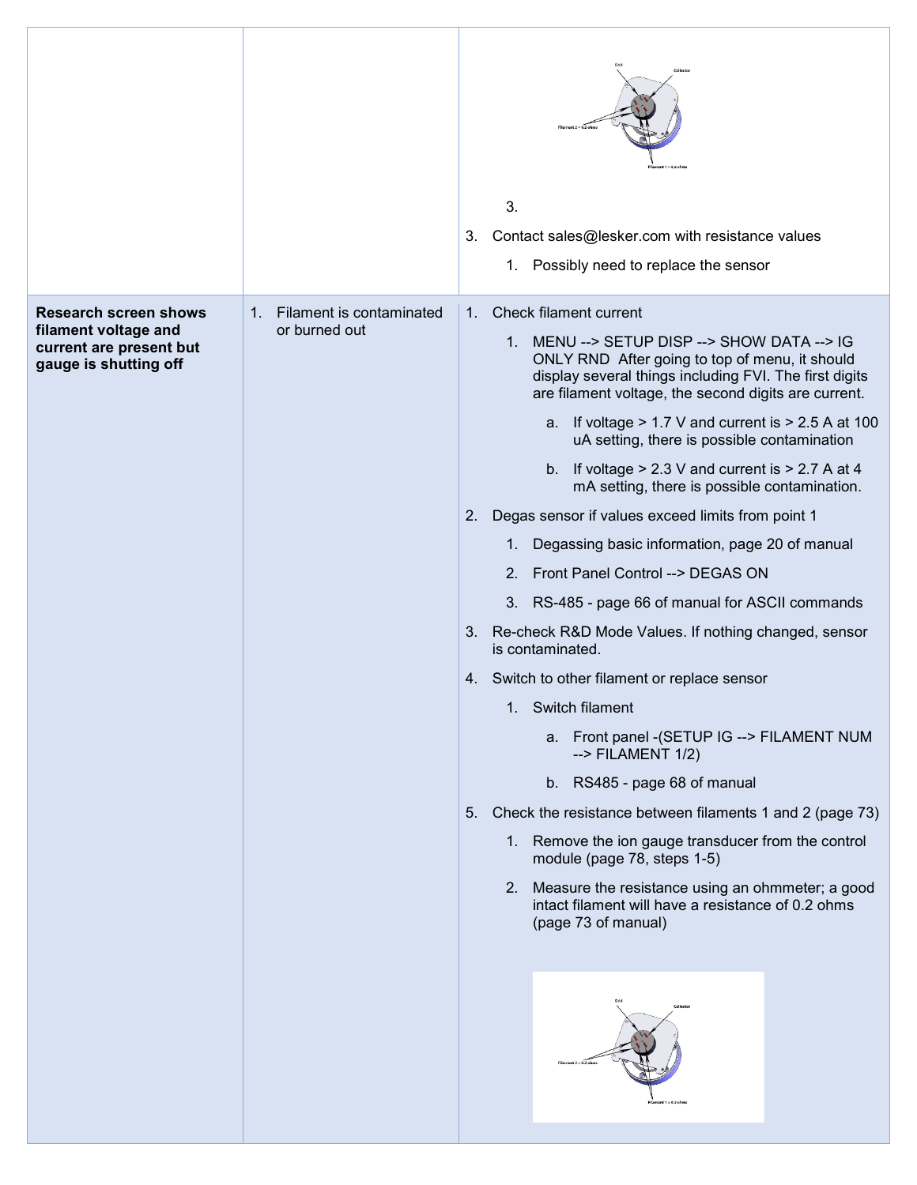| | | |
|---|---|---|
| | | 3.<br>3. Contact sales@lesker.com with resistance values<br>&nbsp;&nbsp;&nbsp;&nbsp;1. Possibly need to replace the sensor |
| **Research screen shows filament voltage and current are present but gauge is shutting off** | 1. Filament is contaminated or burned out | 1. Check filament current<br>&nbsp;&nbsp;&nbsp;&nbsp;1. MENU --> SETUP DISP --> SHOW DATA --> IG ONLY RND After going to top of menu, it should display several things including FVI. The first digits are filament voltage, the second digits are current.<br>&nbsp;&nbsp;&nbsp;&nbsp;&nbsp;&nbsp;&nbsp;&nbsp;a. If voltage > 1.7 V and current is > 2.5 A at 100 uA setting, there is possible contamination<br>&nbsp;&nbsp;&nbsp;&nbsp;&nbsp;&nbsp;&nbsp;&nbsp;b. If voltage > 2.3 V and current is > 2.7 A at 4 mA setting, there is possible contamination.<br>2. Degas sensor if values exceed limits from point 1<br>&nbsp;&nbsp;&nbsp;&nbsp;1. Degassing basic information, page 20 of manual<br>&nbsp;&nbsp;&nbsp;&nbsp;2. Front Panel Control --> DEGAS ON<br>&nbsp;&nbsp;&nbsp;&nbsp;3. RS-485 - page 66 of manual for ASCII commands<br>3. Re-check R&D Mode Values. If nothing changed, sensor is contaminated.<br>4. Switch to other filament or replace sensor<br>&nbsp;&nbsp;&nbsp;&nbsp;1. Switch filament<br>&nbsp;&nbsp;&nbsp;&nbsp;&nbsp;&nbsp;&nbsp;&nbsp;a. Front panel -(SETUP IG --> FILAMENT NUM --> FILAMENT 1/2)<br>&nbsp;&nbsp;&nbsp;&nbsp;&nbsp;&nbsp;&nbsp;&nbsp;b. RS485 - page 68 of manual<br>5. Check the resistance between filaments 1 and 2 (page 73)<br>&nbsp;&nbsp;&nbsp;&nbsp;1. Remove the ion gauge transducer from the control module (page 78, steps 1-5)<br>&nbsp;&nbsp;&nbsp;&nbsp;2. Measure the resistance using an ohmmeter; a good intact filament will have a resistance of 0.2 ohms (page 73 of manual) |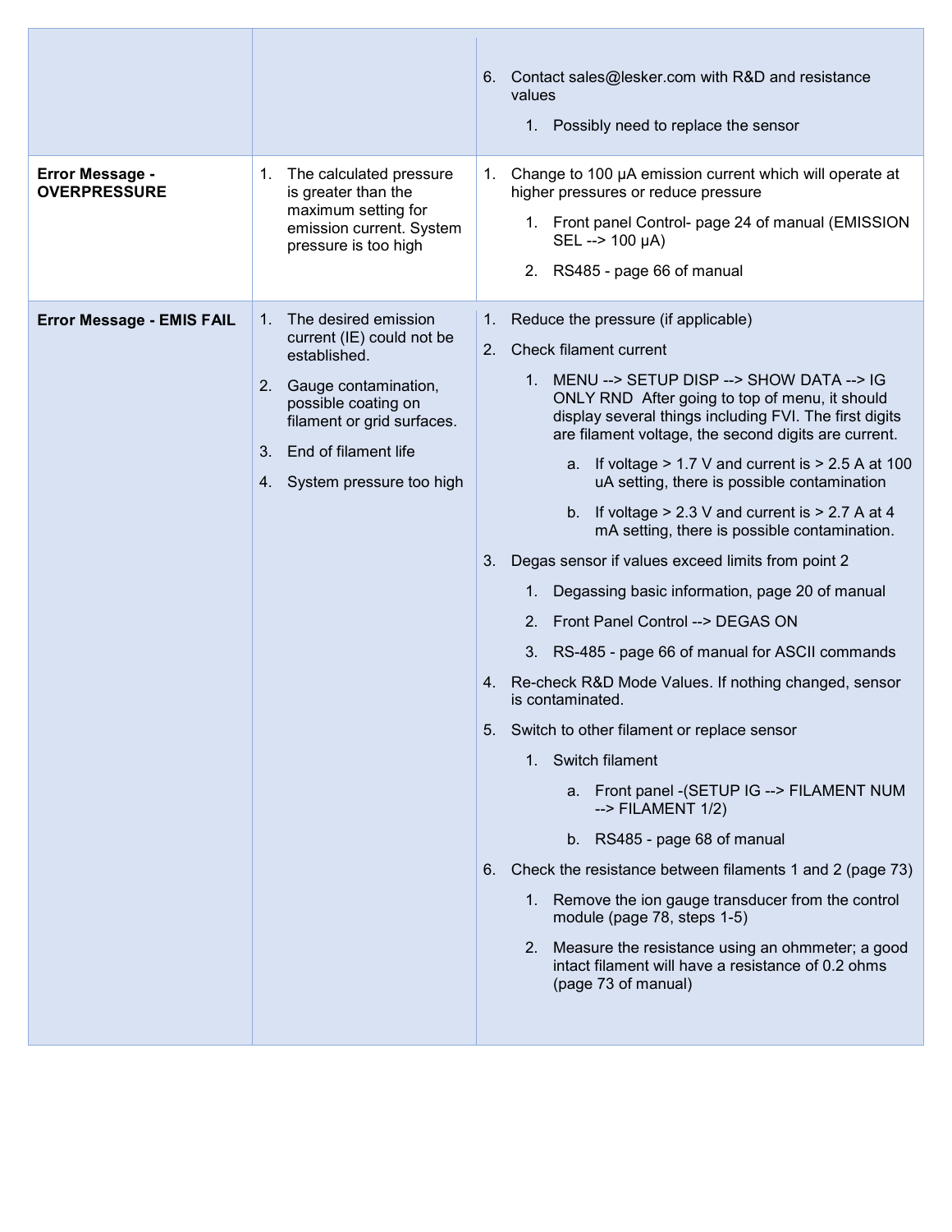| | | |
|---|---|---|
| | | 6. Contact sales@lesker.com with R&D and resistance values<br>&nbsp;&nbsp;&nbsp;&nbsp;1. Possibly need to replace the sensor |
| **Error Message - OVERPRESSURE** | 1. The calculated pressure is greater than the maximum setting for emission current. System pressure is too high | 1. Change to 100 µA emission current which will operate at higher pressures or reduce pressure<br>&nbsp;&nbsp;&nbsp;&nbsp;1. Front panel Control- page 24 of manual (EMISSION SEL --> 100 µA)<br>&nbsp;&nbsp;&nbsp;&nbsp;2. RS485 - page 66 of manual |
| **Error Message - EMIS FAIL** | 1. The desired emission current (IE) could not be established.<br>2. Gauge contamination, possible coating on filament or grid surfaces.<br>3. End of filament life<br>4. System pressure too high | 1. Reduce the pressure (if applicable)<br>2. Check filament current<br>&nbsp;&nbsp;&nbsp;&nbsp;1. MENU --> SETUP DISP --> SHOW DATA --> IG ONLY RND After going to top of menu, it should display several things including FVI. The first digits are filament voltage, the second digits are current.<br>&nbsp;&nbsp;&nbsp;&nbsp;&nbsp;&nbsp;&nbsp;&nbsp;a. If voltage > 1.7 V and current is > 2.5 A at 100 uA setting, there is possible contamination<br>&nbsp;&nbsp;&nbsp;&nbsp;&nbsp;&nbsp;&nbsp;&nbsp;b. If voltage > 2.3 V and current is > 2.7 A at 4 mA setting, there is possible contamination.<br>3. Degas sensor if values exceed limits from point 2<br>&nbsp;&nbsp;&nbsp;&nbsp;1. Degassing basic information, page 20 of manual<br>&nbsp;&nbsp;&nbsp;&nbsp;2. Front Panel Control --> DEGAS ON<br>&nbsp;&nbsp;&nbsp;&nbsp;3. RS-485 - page 66 of manual for ASCII commands<br>4. Re-check R&D Mode Values. If nothing changed, sensor is contaminated.<br>5. Switch to other filament or replace sensor<br>&nbsp;&nbsp;&nbsp;&nbsp;1. Switch filament<br>&nbsp;&nbsp;&nbsp;&nbsp;&nbsp;&nbsp;&nbsp;&nbsp;a. Front panel -(SETUP IG --> FILAMENT NUM --> FILAMENT 1/2)<br>&nbsp;&nbsp;&nbsp;&nbsp;&nbsp;&nbsp;&nbsp;&nbsp;b. RS485 - page 68 of manual<br>6. Check the resistance between filaments 1 and 2 (page 73)<br>&nbsp;&nbsp;&nbsp;&nbsp;1. Remove the ion gauge transducer from the control module (page 78, steps 1-5)<br>&nbsp;&nbsp;&nbsp;&nbsp;2. Measure the resistance using an ohmmeter; a good intact filament will have a resistance of 0.2 ohms (page 73 of manual) |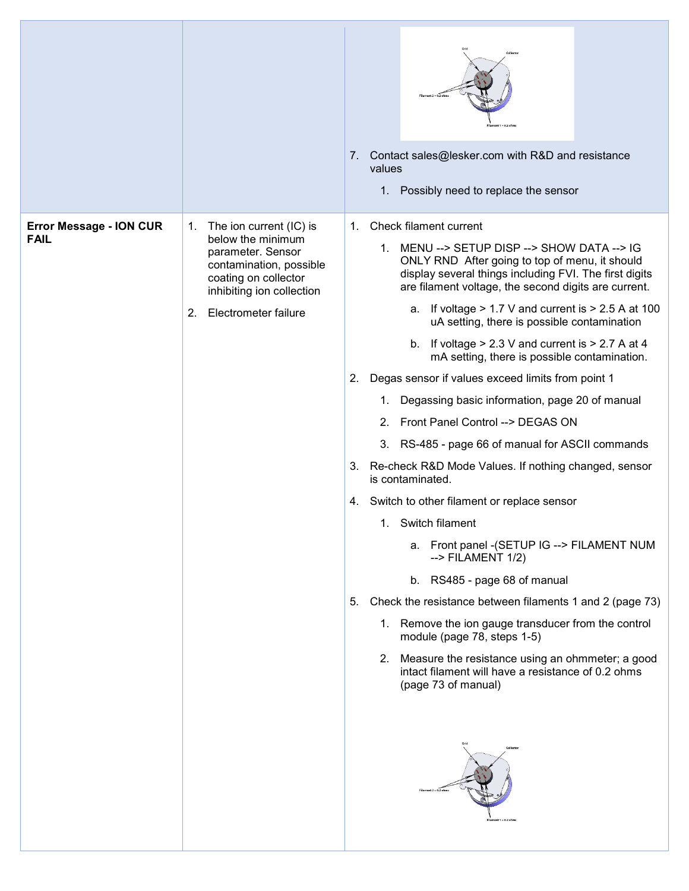| | | |
|---|---|---|
| | | 7. Contact sales@lesker.com with R&D and resistance values<br>1. Possibly need to replace the sensor |
| **Error Message - ION CUR FAIL** | 1. The ion current (IC) is below the minimum parameter. Sensor contamination, possible coating on collector inhibiting ion collection<br>2. Electrometer failure | 1. Check filament current<br>1. MENU --> SETUP DISP --> SHOW DATA --> IG ONLY RND After going to top of menu, it should display several things including FVI. The first digits are filament voltage, the second digits are current.<br>a. If voltage > 1.7 V and current is > 2.5 A at 100 uA setting, there is possible contamination<br>b. If voltage > 2.3 V and current is > 2.7 A at 4 mA setting, there is possible contamination.<br>2. Degas sensor if values exceed limits from point 1<br>1. Degassing basic information, page 20 of manual<br>2. Front Panel Control --> DEGAS ON<br>3. RS-485 - page 66 of manual for ASCII commands<br>3. Re-check R&D Mode Values. If nothing changed, sensor is contaminated.<br>4. Switch to other filament or replace sensor<br>1. Switch filament<br>a. Front panel -(SETUP IG --> FILAMENT NUM --> FILAMENT 1/2)<br>b. RS485 - page 68 of manual<br>5. Check the resistance between filaments 1 and 2 (page 73)<br>1. Remove the ion gauge transducer from the control module (page 78, steps 1-5)<br>2. Measure the resistance using an ohmmeter; a good intact filament will have a resistance of 0.2 ohms (page 73 of manual) |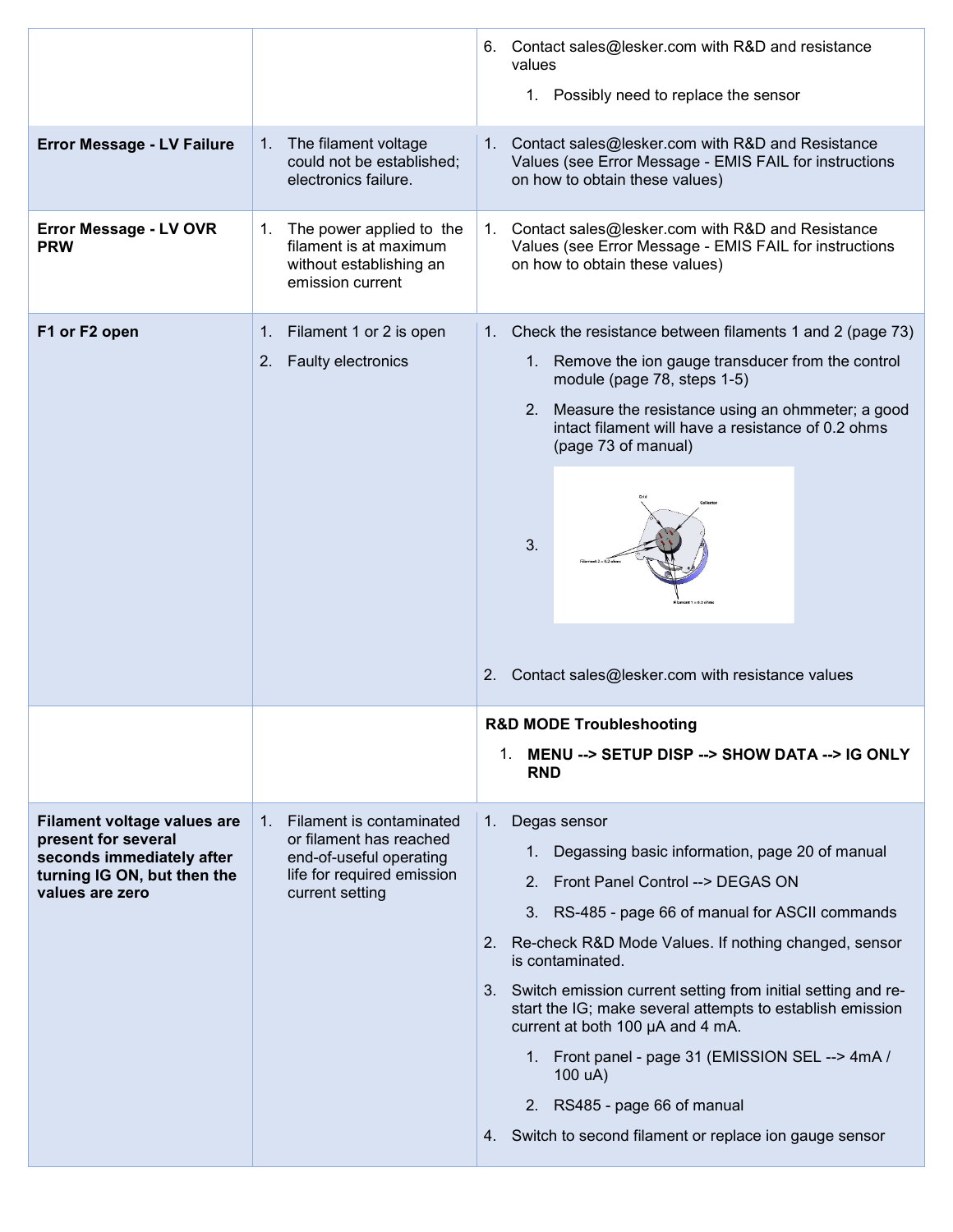| | | |
|---|---|---|
| | | 6. Contact sales@lesker.com with R&D and resistance values<br>    1. Possibly need to replace the sensor |
| **Error Message - LV Failure** | 1. The filament voltage could not be established; electronics failure. | 1. Contact sales@lesker.com with R&D and Resistance Values (see Error Message - EMIS FAIL for instructions on how to obtain these values) |
| **Error Message - LV OVR PRW** | 1. The power applied to the filament is at maximum without establishing an emission current | 1. Contact sales@lesker.com with R&D and Resistance Values (see Error Message - EMIS FAIL for instructions on how to obtain these values) |
| **F1 or F2 open** | 1. Filament 1 or 2 is open<br>2. Faulty electronics | 1. Check the resistance between filaments 1 and 2 (page 73)<br>    1. Remove the ion gauge transducer from the control module (page 78, steps 1-5)<br>    2. Measure the resistance using an ohmmeter; a good intact filament will have a resistance of 0.2 ohms (page 73 of manual)<br>    3.<br>2. Contact sales@lesker.com with resistance values |
| | | **R&D MODE Troubleshooting**<br>1. **MENU --> SETUP DISP --> SHOW DATA --> IG ONLY RND** |
| **Filament voltage values are present for several seconds immediately after turning IG ON, but then the values are zero** | 1. Filament is contaminated or filament has reached end-of-useful operating life for required emission current setting | 1. Degas sensor<br>    1. Degassing basic information, page 20 of manual<br>    2. Front Panel Control --> DEGAS ON<br>    3. RS-485 - page 66 of manual for ASCII commands<br>2. Re-check R&D Mode Values. If nothing changed, sensor is contaminated.<br>3. Switch emission current setting from initial setting and re-start the IG; make several attempts to establish emission current at both 100 μA and 4 mA.<br>    1. Front panel - page 31 (EMISSION SEL --> 4mA / 100 uA)<br>    2. RS485 - page 66 of manual<br>4. Switch to second filament or replace ion gauge sensor |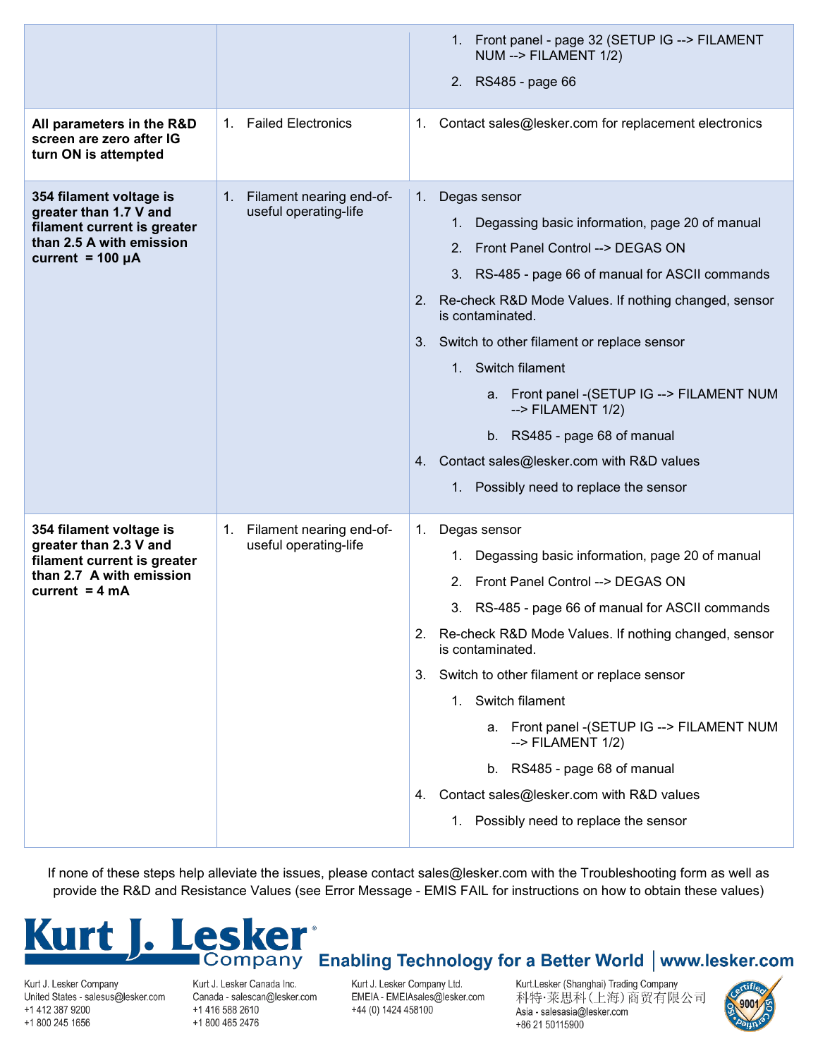| | | |
|---|---|---|
| | | 1. Front panel - page 32 (SETUP IG --> FILAMENT NUM --> FILAMENT 1/2)<br>2. RS485 - page 66 |
| **All parameters in the R&D screen are zero after IG turn ON is attempted** | 1. Failed Electronics | 1. Contact sales@lesker.com for replacement electronics |
| **354 filament voltage is greater than 1.7 V and filament current is greater than 2.5 A with emission current = 100 μA** | 1. Filament nearing end-of-useful operating-life | 1. Degas sensor<br>  1. Degassing basic information, page 20 of manual<br>  2. Front Panel Control --> DEGAS ON<br>  3. RS-485 - page 66 of manual for ASCII commands<br>2. Re-check R&D Mode Values. If nothing changed, sensor is contaminated.<br>3. Switch to other filament or replace sensor<br>  1. Switch filament<br>    a. Front panel -(SETUP IG --> FILAMENT NUM --> FILAMENT 1/2)<br>    b. RS485 - page 68 of manual<br>4. Contact sales@lesker.com with R&D values<br>  1. Possibly need to replace the sensor |
| **354 filament voltage is greater than 2.3 V and filament current is greater than 2.7 A with emission current = 4 mA** | 1. Filament nearing end-of-useful operating-life | 1. Degas sensor<br>  1. Degassing basic information, page 20 of manual<br>  2. Front Panel Control --> DEGAS ON<br>  3. RS-485 - page 66 of manual for ASCII commands<br>2. Re-check R&D Mode Values. If nothing changed, sensor is contaminated.<br>3. Switch to other filament or replace sensor<br>  1. Switch filament<br>    a. Front panel -(SETUP IG --> FILAMENT NUM --> FILAMENT 1/2)<br>    b. RS485 - page 68 of manual<br>4. Contact sales@lesker.com with R&D values<br>  1. Possibly need to replace the sensor |

If none of these steps help alleviate the issues, please contact sales@lesker.com with the Troubleshooting form as well as provide the R&D and Resistance Values (see Error Message - EMIS FAIL for instructions on how to obtain these values)

Kurt J. Lesker Company — Enabling Technology for a Better World | www.lesker.com

Kurt J. Lesker Company
United States - salesus@lesker.com
+1 412 387 9200
+1 800 245 1656

Kurt J. Lesker Canada Inc.
Canada - salescan@lesker.com
+1 416 588 2610
+1 800 465 2476

Kurt J. Lesker Company Ltd.
EMEIA - EMEIAsales@lesker.com
+44 (0) 1424 458100

Kurt.Lesker (Shanghai) Trading Company
科特·莱思科(上海)商贸有限公司
Asia - salesasia@lesker.com
+86 21 50115900